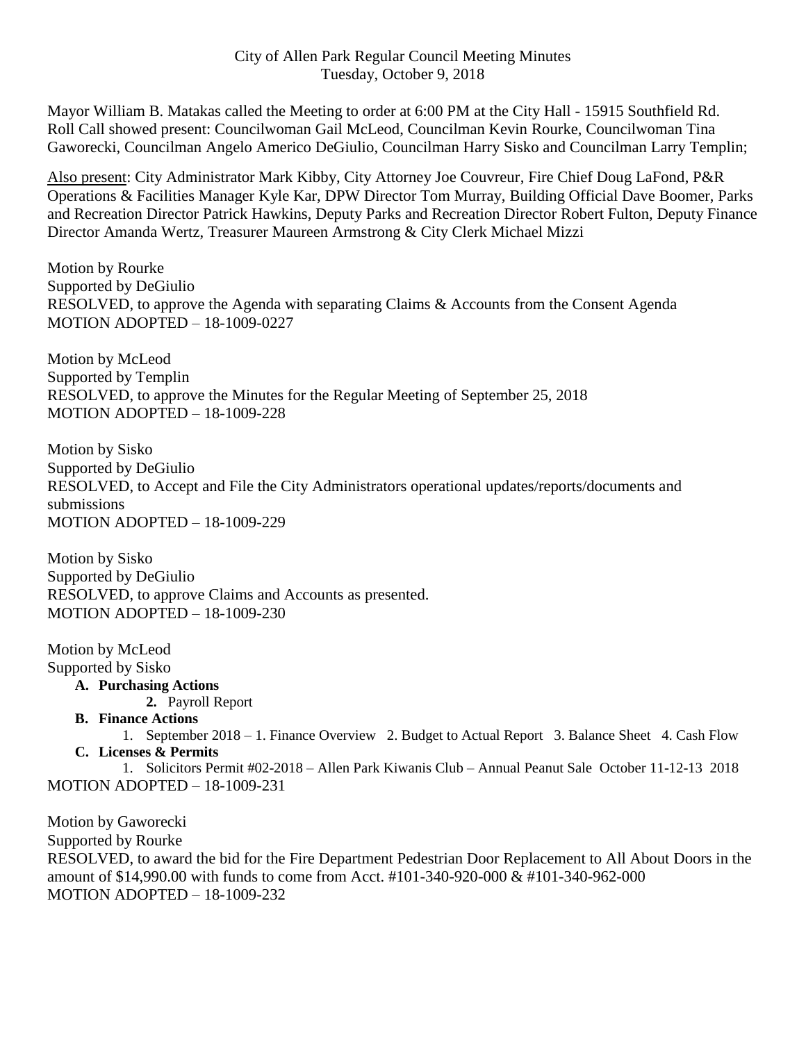City of Allen Park Regular Council Meeting Minutes
Tuesday, October 9, 2018

Mayor William B. Matakas called the Meeting to order at 6:00 PM at the City Hall - 15915 Southfield Rd. Roll Call showed present: Councilwoman Gail McLeod, Councilman Kevin Rourke, Councilwoman Tina Gaworecki, Councilman Angelo Americo DeGiulio, Councilman Harry Sisko and Councilman Larry Templin;

Also present: City Administrator Mark Kibby, City Attorney Joe Couvreur, Fire Chief Doug LaFond, P&R Operations & Facilities Manager Kyle Kar, DPW Director Tom Murray, Building Official Dave Boomer, Parks and Recreation Director Patrick Hawkins, Deputy Parks and Recreation Director Robert Fulton, Deputy Finance Director Amanda Wertz, Treasurer Maureen Armstrong & City Clerk Michael Mizzi

Motion by Rourke
Supported by DeGiulio
RESOLVED, to approve the Agenda with separating Claims & Accounts from the Consent Agenda
MOTION ADOPTED – 18-1009-0227

Motion by McLeod
Supported by Templin
RESOLVED, to approve the Minutes for the Regular Meeting of September 25, 2018
MOTION ADOPTED – 18-1009-228

Motion by Sisko
Supported by DeGiulio
RESOLVED, to Accept and File the City Administrators operational updates/reports/documents and submissions
MOTION ADOPTED – 18-1009-229

Motion by Sisko
Supported by DeGiulio
RESOLVED, to approve Claims and Accounts as presented.
MOTION ADOPTED – 18-1009-230

Motion by McLeod
Supported by Sisko

- **A. Purchasing Actions**
  - **2.** Payroll Report
- **B. Finance Actions**
  1. September 2018 – 1. Finance Overview 2. Budget to Actual Report 3. Balance Sheet 4. Cash Flow
- **C. Licenses & Permits**
  1. Solicitors Permit #02-2018 – Allen Park Kiwanis Club – Annual Peanut Sale October 11-12-13 2018

MOTION ADOPTED – 18-1009-231

Motion by Gaworecki
Supported by Rourke
RESOLVED, to award the bid for the Fire Department Pedestrian Door Replacement to All About Doors in the amount of $14,990.00 with funds to come from Acct. #101-340-920-000 & #101-340-962-000
MOTION ADOPTED – 18-1009-232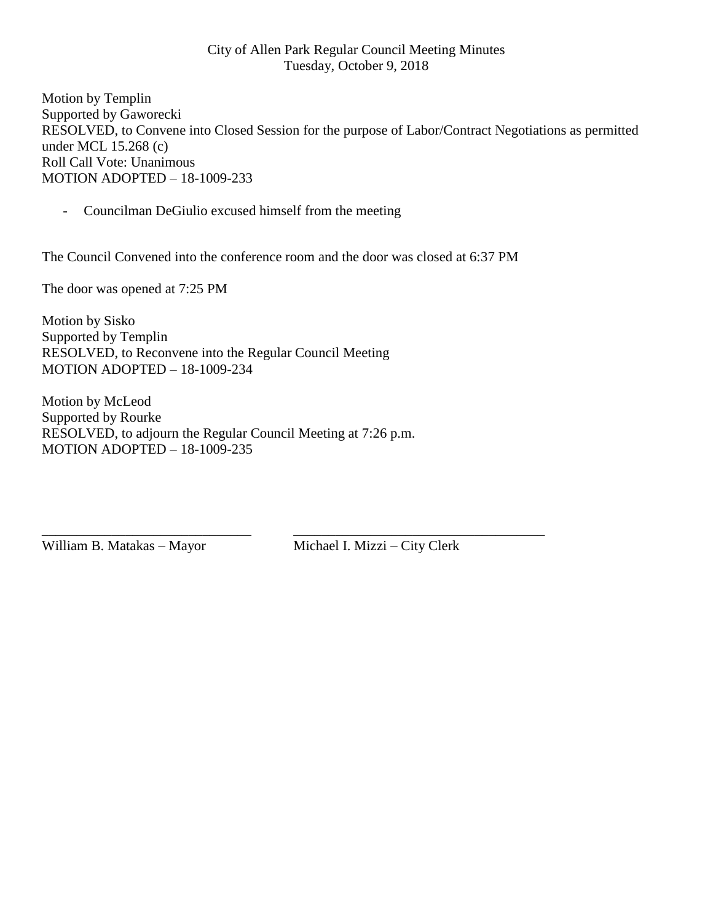City of Allen Park Regular Council Meeting Minutes
Tuesday, October 9, 2018

Motion by Templin
Supported by Gaworecki
RESOLVED, to Convene into Closed Session for the purpose of Labor/Contract Negotiations as permitted under MCL 15.268 (c)
Roll Call Vote: Unanimous
MOTION ADOPTED – 18-1009-233

- Councilman DeGiulio excused himself from the meeting

The Council Convened into the conference room and the door was closed at 6:37 PM

The door was opened at 7:25 PM

Motion by Sisko
Supported by Templin
RESOLVED, to Reconvene into the Regular Council Meeting
MOTION ADOPTED – 18-1009-234

Motion by McLeod
Supported by Rourke
RESOLVED, to adjourn the Regular Council Meeting at 7:26 p.m.
MOTION ADOPTED – 18-1009-235

______________________________ ____________________________________
William B. Matakas – Mayor Michael I. Mizzi – City Clerk